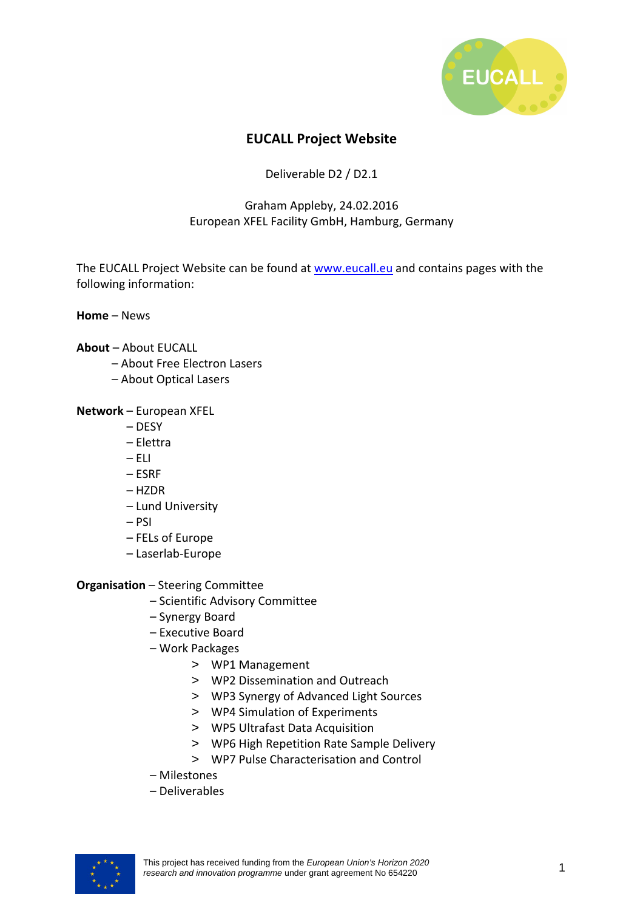# EUCALL Project Website

Deliverable D2 / D2.1

Graham Appleby, 24.02.2016
European XFEL Facility GmbH, Hamburg, Germany

The EUCALL Project Website can be found at [www.eucall.eu](http://www.eucall.eu) and contains pages with the following information:

**Home** – News

**About** – About EUCALL
- About Free Electron Lasers
- About Optical Lasers

**Network** – European XFEL
- DESY
- Elettra
- ELI
- ESRF
- HZDR
- Lund University
- PSI
- FELs of Europe
- Laserlab-Europe

**Organisation** – Steering Committee
- Scientific Advisory Committee
- Synergy Board
- Executive Board
- Work Packages
  - WP1 Management
  - WP2 Dissemination and Outreach
  - WP3 Synergy of Advanced Light Sources
  - WP4 Simulation of Experiments
  - WP5 Ultrafast Data Acquisition
  - WP6 High Repetition Rate Sample Delivery
  - WP7 Pulse Characterisation and Control
- Milestones
- Deliverables

This project has received funding from the *European Union's Horizon 2020 research and innovation programme* under grant agreement No 654220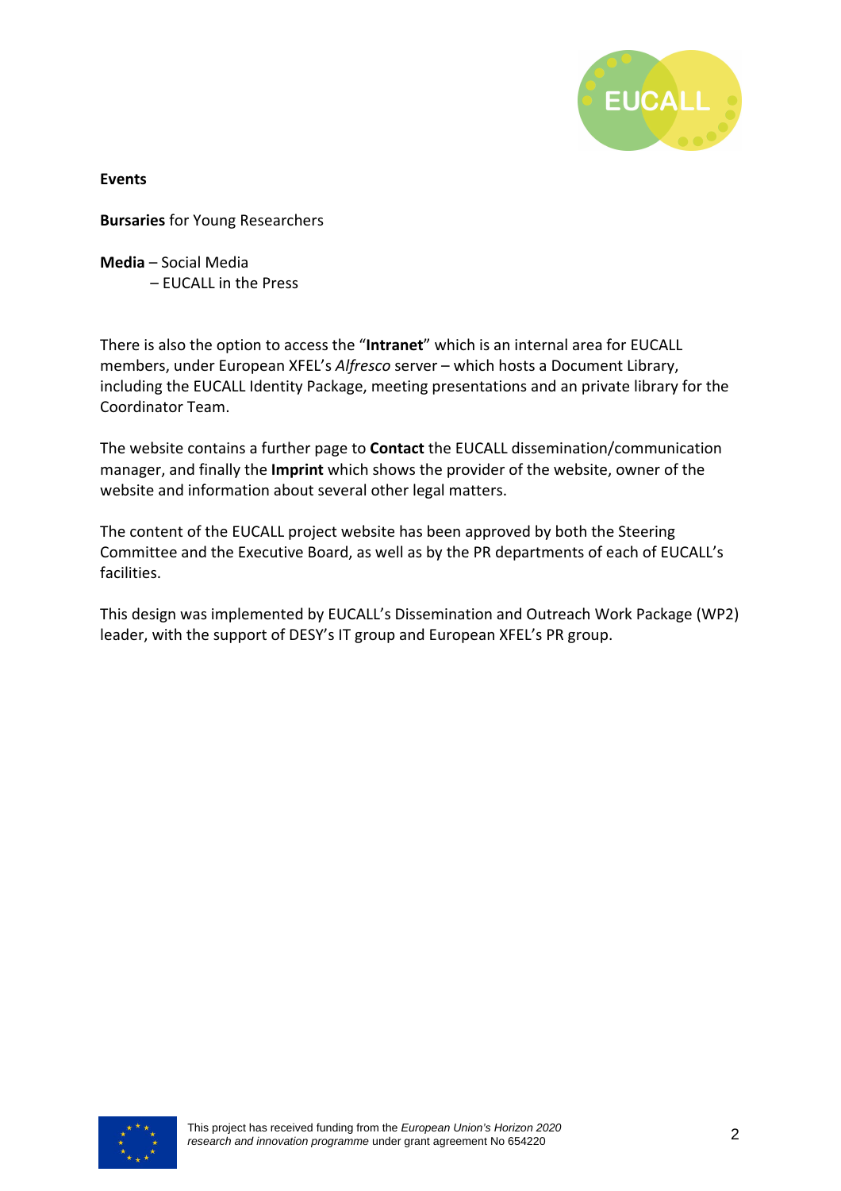**Events**

**Bursaries** for Young Researchers

**Media** – Social Media
– EUCALL in the Press

There is also the option to access the "**Intranet**" which is an internal area for EUCALL members, under European XFEL's *Alfresco* server – which hosts a Document Library, including the EUCALL Identity Package, meeting presentations and an private library for the Coordinator Team.

The website contains a further page to **Contact** the EUCALL dissemination/communication manager, and finally the **Imprint** which shows the provider of the website, owner of the website and information about several other legal matters.

The content of the EUCALL project website has been approved by both the Steering Committee and the Executive Board, as well as by the PR departments of each of EUCALL's facilities.

This design was implemented by EUCALL's Dissemination and Outreach Work Package (WP2) leader, with the support of DESY's IT group and European XFEL's PR group.